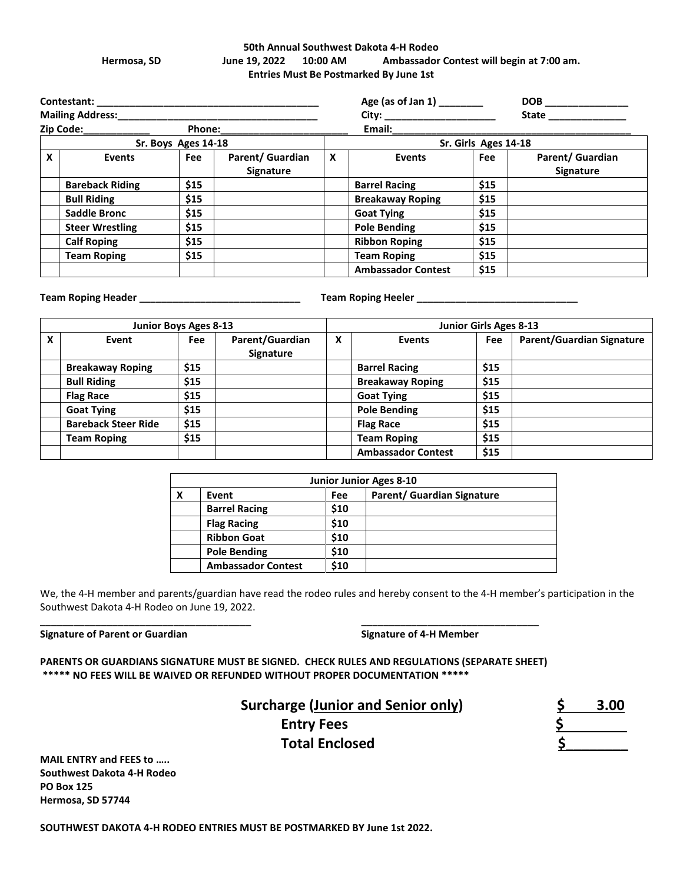**50th Annual Southwest Dakota 4-H Rodeo**

**Hermosa, SD June 19, 2022 10:00 AM Ambassador Contest will begin at 7:00 am.**

**Entries Must Be Postmarked By June 1st**

**Contestant:** ______________________________________ **Age (as of Jan 1)** ________ **DOB** _______________

**Mailing Address:**__________________________________ **City:** ____________________ **State** ______________

**Zip Code:**____________ **Phone:**_______________________ **Email:**____________________________________________

| Sr. Boys Ages 14-18 | | | | Sr. Girls Ages 14-18 | | | |
|---|---|---|---|---|---|---|---|
| **X** | **Events** | **Fee** | **Parent/ Guardian Signature** | **X** | **Events** | **Fee** | **Parent/ Guardian Signature** |
| | **Bareback Riding** | **$15** | | | **Barrel Racing** | **$15** | |
| | **Bull Riding** | **$15** | | | **Breakaway Roping** | **$15** | |
| | **Saddle Bronc** | **$15** | | | **Goat Tying** | **$15** | |
| | **Steer Wrestling** | **$15** | | | **Pole Bending** | **$15** | |
| | **Calf Roping** | **$15** | | | **Ribbon Roping** | **$15** | |
| | **Team Roping** | **$15** | | | **Team Roping** | **$15** | |
| | | | | | **Ambassador Contest** | **$15** | |

**Team Roping Header** _____________________________ **Team Roping Heeler** _____________________________

| Junior Boys Ages 8-13 | | | | Junior Girls Ages 8-13 | | | |
|---|---|---|---|---|---|---|---|
| **X** | **Event** | **Fee** | **Parent/Guardian Signature** | **X** | **Events** | **Fee** | **Parent/Guardian Signature** |
| | **Breakaway Roping** | **$15** | | | **Barrel Racing** | **$15** | |
| | **Bull Riding** | **$15** | | | **Breakaway Roping** | **$15** | |
| | **Flag Race** | **$15** | | | **Goat Tying** | **$15** | |
| | **Goat Tying** | **$15** | | | **Pole Bending** | **$15** | |
| | **Bareback Steer Ride** | **$15** | | | **Flag Race** | **$15** | |
| | **Team Roping** | **$15** | | | **Team Roping** | **$15** | |
| | | | | | **Ambassador Contest** | **$15** | |

| Junior Junior Ages 8-10 | | | |
|---|---|---|---|
| **X** | **Event** | **Fee** | **Parent/ Guardian Signature** |
| | **Barrel Racing** | **$10** | |
| | **Flag Racing** | **$10** | |
| | **Ribbon Goat** | **$10** | |
| | **Pole Bending** | **$10** | |
| | **Ambassador Contest** | **$10** | |

We, the 4-H member and parents/guardian have read the rodeo rules and hereby consent to the 4-H member's participation in the Southwest Dakota 4-H Rodeo on June 19, 2022.

________________________________________ _________________________________

**Signature of Parent or Guardian** **Signature of 4-H Member**

**PARENTS OR GUARDIANS SIGNATURE MUST BE SIGNED. CHECK RULES AND REGULATIONS (SEPARATE SHEET)**

**\*\*\*\*\* NO FEES WILL BE WAIVED OR REFUNDED WITHOUT PROPER DOCUMENTATION \*\*\*\*\***

**Surcharge (Junior and Senior only)** **$ 3.00**

**Entry Fees** **$________**

**Total Enclosed** **$________**

**MAIL ENTRY and FEES to …..**
**Southwest Dakota 4-H Rodeo**
**PO Box 125**
**Hermosa, SD 57744**

**SOUTHWEST DAKOTA 4-H RODEO ENTRIES MUST BE POSTMARKED BY June 1st 2022.**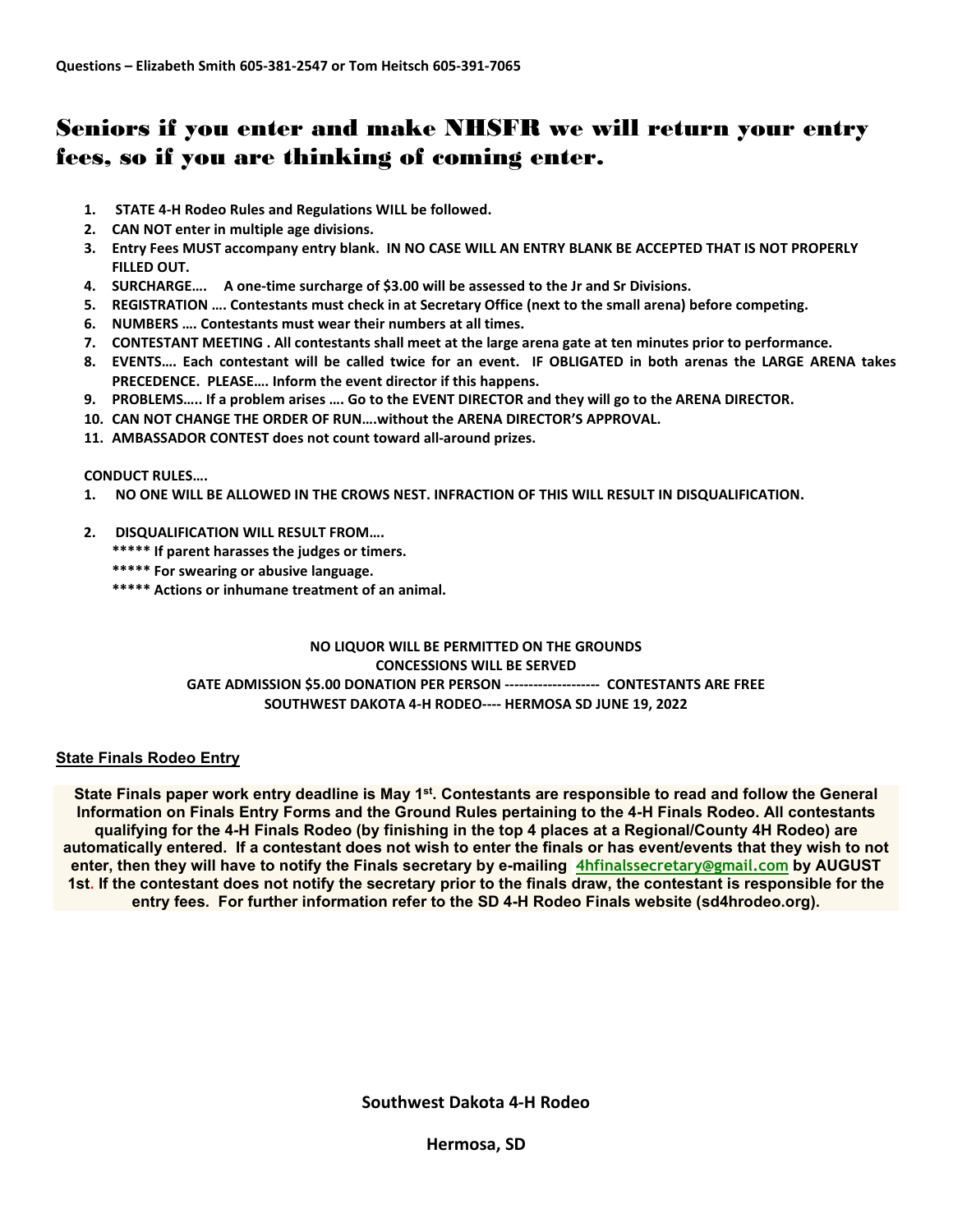**Questions – Elizabeth Smith 605-381-2547 or Tom Heitsch 605-391-7065**

# Seniors if you enter and make NHSFR we will return your entry fees, so if you are thinking of coming enter.

1. **STATE 4-H Rodeo Rules and Regulations WILL be followed.**
2. **CAN NOT enter in multiple age divisions.**
3. **Entry Fees MUST accompany entry blank. IN NO CASE WILL AN ENTRY BLANK BE ACCEPTED THAT IS NOT PROPERLY FILLED OUT.**
4. **SURCHARGE…. A one-time surcharge of $3.00 will be assessed to the Jr and Sr Divisions.**
5. **REGISTRATION …. Contestants must check in at Secretary Office (next to the small arena) before competing.**
6. **NUMBERS …. Contestants must wear their numbers at all times.**
7. **CONTESTANT MEETING . All contestants shall meet at the large arena gate at ten minutes prior to performance.**
8. **EVENTS…. Each contestant will be called twice for an event. IF OBLIGATED in both arenas the LARGE ARENA takes PRECEDENCE. PLEASE…. Inform the event director if this happens.**
9. **PROBLEMS….. If a problem arises …. Go to the EVENT DIRECTOR and they will go to the ARENA DIRECTOR.**
10. **CAN NOT CHANGE THE ORDER OF RUN….without the ARENA DIRECTOR'S APPROVAL.**
11. **AMBASSADOR CONTEST does not count toward all-around prizes.**

**CONDUCT RULES….**

1. **NO ONE WILL BE ALLOWED IN THE CROWS NEST. INFRACTION OF THIS WILL RESULT IN DISQUALIFICATION.**
2. **DISQUALIFICATION WILL RESULT FROM….**
   **\*\*\*\*\* If parent harasses the judges or timers.**
   **\*\*\*\*\* For swearing or abusive language.**
   **\*\*\*\*\* Actions or inhumane treatment of an animal.**

**NO LIQUOR WILL BE PERMITTED ON THE GROUNDS**
**CONCESSIONS WILL BE SERVED**
**GATE ADMISSION $5.00 DONATION PER PERSON ------------------- CONTESTANTS ARE FREE**
**SOUTHWEST DAKOTA 4-H RODEO---- HERMOSA SD JUNE 19, 2022**

## State Finals Rodeo Entry

**State Finals paper work entry deadline is May 1st. Contestants are responsible to read and follow the General Information on Finals Entry Forms and the Ground Rules pertaining to the 4-H Finals Rodeo. All contestants qualifying for the 4-H Finals Rodeo (by finishing in the top 4 places at a Regional/County 4H Rodeo) are automatically entered. If a contestant does not wish to enter the finals or has event/events that they wish to not enter, then they will have to notify the Finals secretary by e-mailing 4hfinalssecretary@gmail.com by AUGUST 1st. If the contestant does not notify the secretary prior to the finals draw, the contestant is responsible for the entry fees. For further information refer to the SD 4-H Rodeo Finals website (sd4hrodeo.org).**

**Southwest Dakota 4-H Rodeo**

**Hermosa, SD**